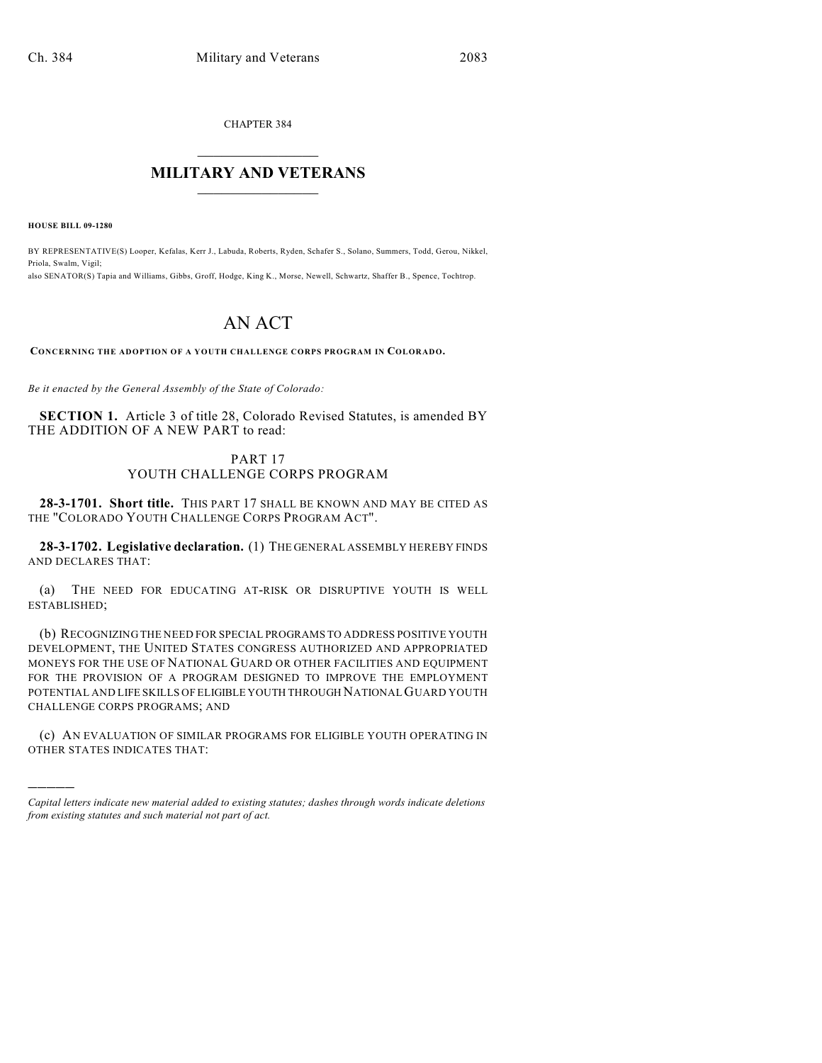CHAPTER 384

# MILITARY AND VETERANS

**HOUSE BILL 09-1280**

BY REPRESENTATIVE(S) Looper, Kefalas, Kerr J., Labuda, Roberts, Ryden, Schafer S., Solano, Summers, Todd, Gerou, Nikkel, Priola, Swalm, Vigil;
also SENATOR(S) Tapia and Williams, Gibbs, Groff, Hodge, King K., Morse, Newell, Schwartz, Shaffer B., Spence, Tochtrop.

# AN ACT

**CONCERNING THE ADOPTION OF A YOUTH CHALLENGE CORPS PROGRAM IN COLORADO.**

*Be it enacted by the General Assembly of the State of Colorado:*

**SECTION 1.** Article 3 of title 28, Colorado Revised Statutes, is amended BY THE ADDITION OF A NEW PART to read:

PART 17
YOUTH CHALLENGE CORPS PROGRAM

**28-3-1701. Short title.** THIS PART 17 SHALL BE KNOWN AND MAY BE CITED AS THE "COLORADO YOUTH CHALLENGE CORPS PROGRAM ACT".

**28-3-1702. Legislative declaration.** (1) THE GENERAL ASSEMBLY HEREBY FINDS AND DECLARES THAT:

(a) THE NEED FOR EDUCATING AT-RISK OR DISRUPTIVE YOUTH IS WELL ESTABLISHED;

(b) RECOGNIZING THE NEED FOR SPECIAL PROGRAMS TO ADDRESS POSITIVE YOUTH DEVELOPMENT, THE UNITED STATES CONGRESS AUTHORIZED AND APPROPRIATED MONEYS FOR THE USE OF NATIONAL GUARD OR OTHER FACILITIES AND EQUIPMENT FOR THE PROVISION OF A PROGRAM DESIGNED TO IMPROVE THE EMPLOYMENT POTENTIAL AND LIFE SKILLS OF ELIGIBLE YOUTH THROUGH NATIONAL GUARD YOUTH CHALLENGE CORPS PROGRAMS; AND

(c) AN EVALUATION OF SIMILAR PROGRAMS FOR ELIGIBLE YOUTH OPERATING IN OTHER STATES INDICATES THAT:

---

*Capital letters indicate new material added to existing statutes; dashes through words indicate deletions from existing statutes and such material not part of act.*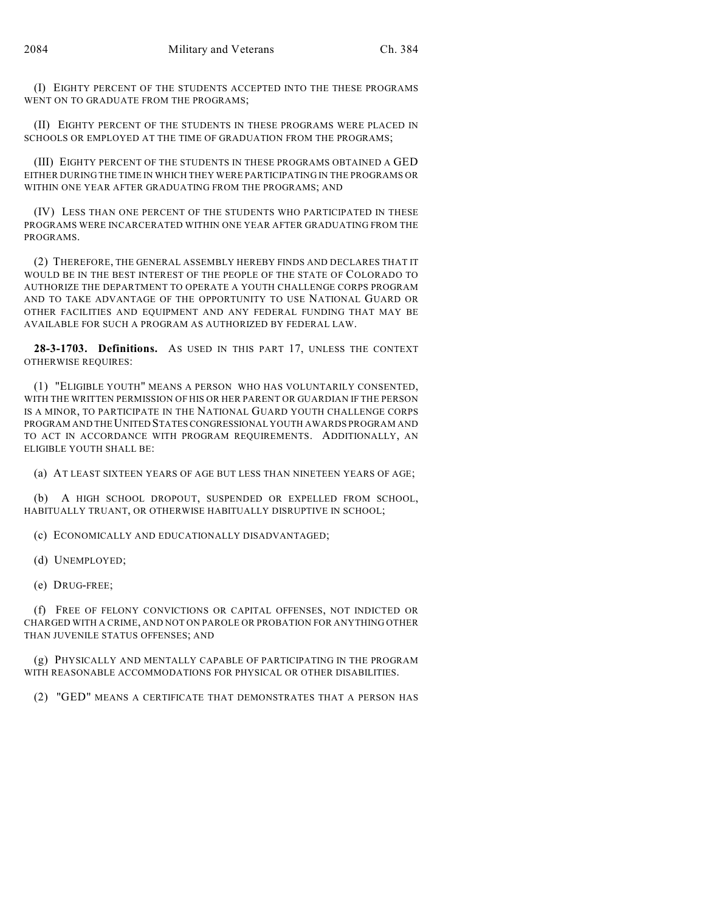(I) EIGHTY PERCENT OF THE STUDENTS ACCEPTED INTO THE THESE PROGRAMS WENT ON TO GRADUATE FROM THE PROGRAMS;

(II) EIGHTY PERCENT OF THE STUDENTS IN THESE PROGRAMS WERE PLACED IN SCHOOLS OR EMPLOYED AT THE TIME OF GRADUATION FROM THE PROGRAMS;

(III) EIGHTY PERCENT OF THE STUDENTS IN THESE PROGRAMS OBTAINED A GED EITHER DURING THE TIME IN WHICH THEY WERE PARTICIPATING IN THE PROGRAMS OR WITHIN ONE YEAR AFTER GRADUATING FROM THE PROGRAMS; AND

(IV) LESS THAN ONE PERCENT OF THE STUDENTS WHO PARTICIPATED IN THESE PROGRAMS WERE INCARCERATED WITHIN ONE YEAR AFTER GRADUATING FROM THE PROGRAMS.

(2) THEREFORE, THE GENERAL ASSEMBLY HEREBY FINDS AND DECLARES THAT IT WOULD BE IN THE BEST INTEREST OF THE PEOPLE OF THE STATE OF COLORADO TO AUTHORIZE THE DEPARTMENT TO OPERATE A YOUTH CHALLENGE CORPS PROGRAM AND TO TAKE ADVANTAGE OF THE OPPORTUNITY TO USE NATIONAL GUARD OR OTHER FACILITIES AND EQUIPMENT AND ANY FEDERAL FUNDING THAT MAY BE AVAILABLE FOR SUCH A PROGRAM AS AUTHORIZED BY FEDERAL LAW.

**28-3-1703. Definitions.** AS USED IN THIS PART 17, UNLESS THE CONTEXT OTHERWISE REQUIRES:

(1) "ELIGIBLE YOUTH" MEANS A PERSON WHO HAS VOLUNTARILY CONSENTED, WITH THE WRITTEN PERMISSION OF HIS OR HER PARENT OR GUARDIAN IF THE PERSON IS A MINOR, TO PARTICIPATE IN THE NATIONAL GUARD YOUTH CHALLENGE CORPS PROGRAM AND THE UNITED STATES CONGRESSIONAL YOUTH AWARDS PROGRAM AND TO ACT IN ACCORDANCE WITH PROGRAM REQUIREMENTS. ADDITIONALLY, AN ELIGIBLE YOUTH SHALL BE:

(a) AT LEAST SIXTEEN YEARS OF AGE BUT LESS THAN NINETEEN YEARS OF AGE;

(b) A HIGH SCHOOL DROPOUT, SUSPENDED OR EXPELLED FROM SCHOOL, HABITUALLY TRUANT, OR OTHERWISE HABITUALLY DISRUPTIVE IN SCHOOL;

(c) ECONOMICALLY AND EDUCATIONALLY DISADVANTAGED;

(d) UNEMPLOYED;

(e) DRUG-FREE;

(f) FREE OF FELONY CONVICTIONS OR CAPITAL OFFENSES, NOT INDICTED OR CHARGED WITH A CRIME, AND NOT ON PAROLE OR PROBATION FOR ANYTHING OTHER THAN JUVENILE STATUS OFFENSES; AND

(g) PHYSICALLY AND MENTALLY CAPABLE OF PARTICIPATING IN THE PROGRAM WITH REASONABLE ACCOMMODATIONS FOR PHYSICAL OR OTHER DISABILITIES.

(2) "GED" MEANS A CERTIFICATE THAT DEMONSTRATES THAT A PERSON HAS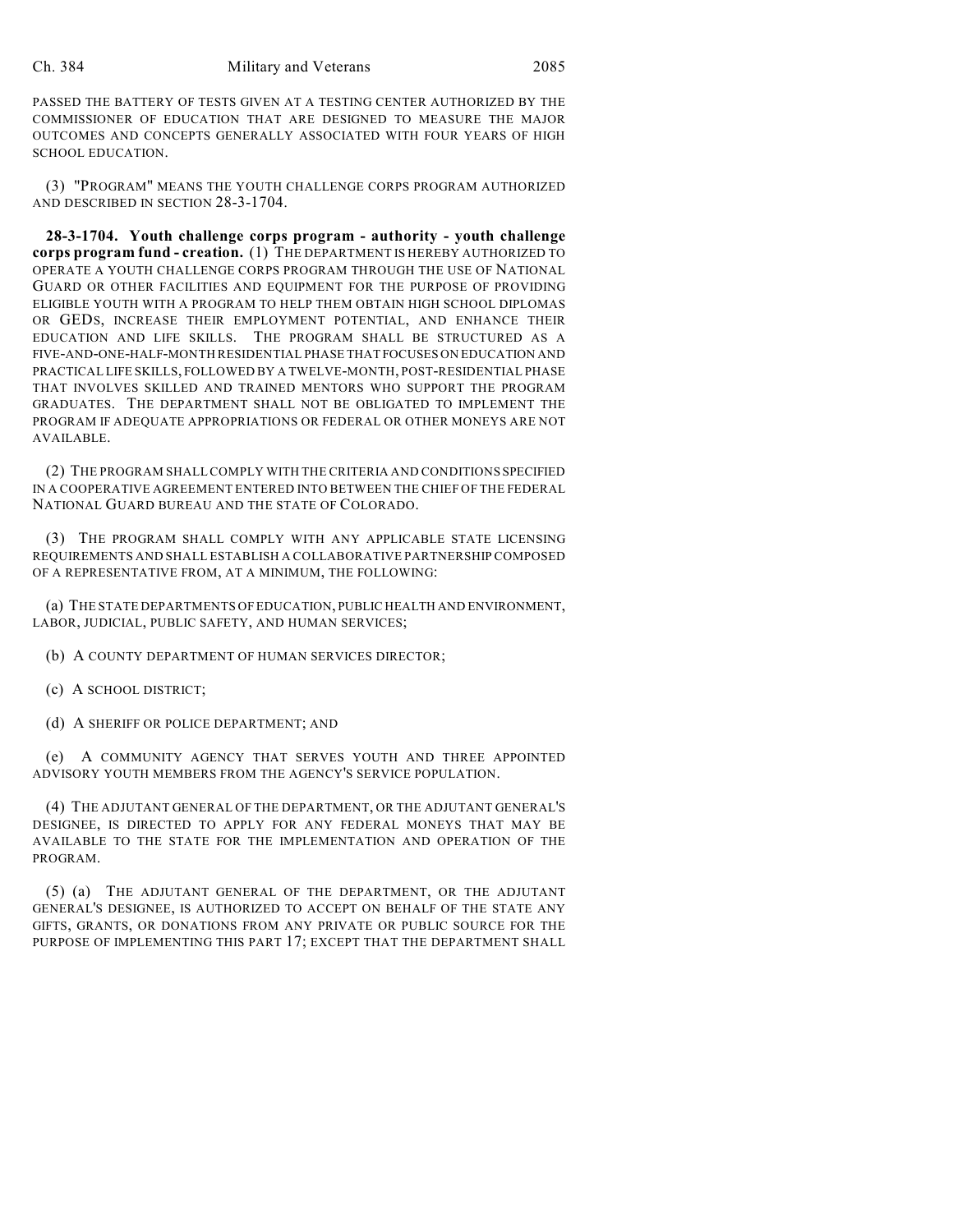PASSED THE BATTERY OF TESTS GIVEN AT A TESTING CENTER AUTHORIZED BY THE COMMISSIONER OF EDUCATION THAT ARE DESIGNED TO MEASURE THE MAJOR OUTCOMES AND CONCEPTS GENERALLY ASSOCIATED WITH FOUR YEARS OF HIGH SCHOOL EDUCATION.

(3) "PROGRAM" MEANS THE YOUTH CHALLENGE CORPS PROGRAM AUTHORIZED AND DESCRIBED IN SECTION 28-3-1704.

**28-3-1704. Youth challenge corps program - authority - youth challenge corps program fund - creation.** (1) THE DEPARTMENT IS HEREBY AUTHORIZED TO OPERATE A YOUTH CHALLENGE CORPS PROGRAM THROUGH THE USE OF NATIONAL GUARD OR OTHER FACILITIES AND EQUIPMENT FOR THE PURPOSE OF PROVIDING ELIGIBLE YOUTH WITH A PROGRAM TO HELP THEM OBTAIN HIGH SCHOOL DIPLOMAS OR GEDS, INCREASE THEIR EMPLOYMENT POTENTIAL, AND ENHANCE THEIR EDUCATION AND LIFE SKILLS. THE PROGRAM SHALL BE STRUCTURED AS A FIVE-AND-ONE-HALF-MONTH RESIDENTIAL PHASE THAT FOCUSES ON EDUCATION AND PRACTICAL LIFE SKILLS, FOLLOWED BY A TWELVE-MONTH, POST-RESIDENTIAL PHASE THAT INVOLVES SKILLED AND TRAINED MENTORS WHO SUPPORT THE PROGRAM GRADUATES. THE DEPARTMENT SHALL NOT BE OBLIGATED TO IMPLEMENT THE PROGRAM IF ADEQUATE APPROPRIATIONS OR FEDERAL OR OTHER MONEYS ARE NOT AVAILABLE.

(2) THE PROGRAM SHALL COMPLY WITH THE CRITERIA AND CONDITIONS SPECIFIED IN A COOPERATIVE AGREEMENT ENTERED INTO BETWEEN THE CHIEF OF THE FEDERAL NATIONAL GUARD BUREAU AND THE STATE OF COLORADO.

(3) THE PROGRAM SHALL COMPLY WITH ANY APPLICABLE STATE LICENSING REQUIREMENTS AND SHALL ESTABLISH A COLLABORATIVE PARTNERSHIP COMPOSED OF A REPRESENTATIVE FROM, AT A MINIMUM, THE FOLLOWING:

(a) THE STATE DEPARTMENTS OF EDUCATION, PUBLIC HEALTH AND ENVIRONMENT, LABOR, JUDICIAL, PUBLIC SAFETY, AND HUMAN SERVICES;

(b) A COUNTY DEPARTMENT OF HUMAN SERVICES DIRECTOR;

(c) A SCHOOL DISTRICT;

(d) A SHERIFF OR POLICE DEPARTMENT; AND

(e) A COMMUNITY AGENCY THAT SERVES YOUTH AND THREE APPOINTED ADVISORY YOUTH MEMBERS FROM THE AGENCY'S SERVICE POPULATION.

(4) THE ADJUTANT GENERAL OF THE DEPARTMENT, OR THE ADJUTANT GENERAL'S DESIGNEE, IS DIRECTED TO APPLY FOR ANY FEDERAL MONEYS THAT MAY BE AVAILABLE TO THE STATE FOR THE IMPLEMENTATION AND OPERATION OF THE PROGRAM.

(5) (a) THE ADJUTANT GENERAL OF THE DEPARTMENT, OR THE ADJUTANT GENERAL'S DESIGNEE, IS AUTHORIZED TO ACCEPT ON BEHALF OF THE STATE ANY GIFTS, GRANTS, OR DONATIONS FROM ANY PRIVATE OR PUBLIC SOURCE FOR THE PURPOSE OF IMPLEMENTING THIS PART 17; EXCEPT THAT THE DEPARTMENT SHALL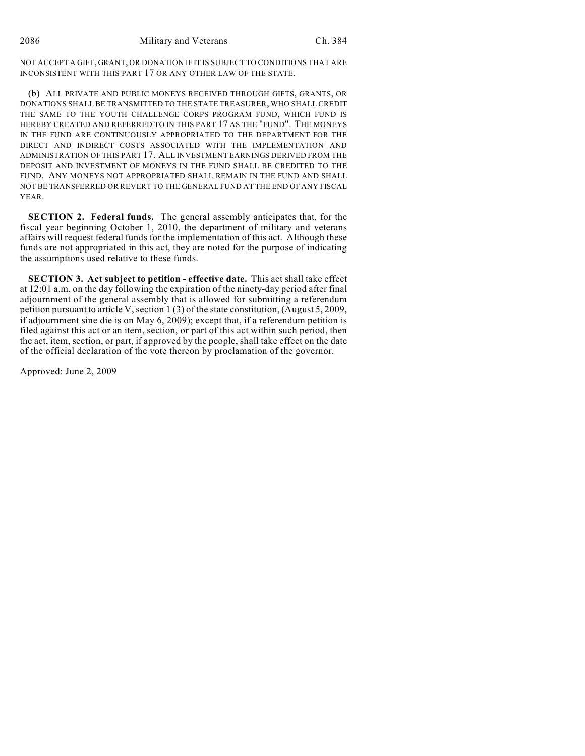NOT ACCEPT A GIFT, GRANT, OR DONATION IF IT IS SUBJECT TO CONDITIONS THAT ARE INCONSISTENT WITH THIS PART 17 OR ANY OTHER LAW OF THE STATE.

(b) ALL PRIVATE AND PUBLIC MONEYS RECEIVED THROUGH GIFTS, GRANTS, OR DONATIONS SHALL BE TRANSMITTED TO THE STATE TREASURER, WHO SHALL CREDIT THE SAME TO THE YOUTH CHALLENGE CORPS PROGRAM FUND, WHICH FUND IS HEREBY CREATED AND REFERRED TO IN THIS PART 17 AS THE "FUND". THE MONEYS IN THE FUND ARE CONTINUOUSLY APPROPRIATED TO THE DEPARTMENT FOR THE DIRECT AND INDIRECT COSTS ASSOCIATED WITH THE IMPLEMENTATION AND ADMINISTRATION OF THIS PART 17. ALL INVESTMENT EARNINGS DERIVED FROM THE DEPOSIT AND INVESTMENT OF MONEYS IN THE FUND SHALL BE CREDITED TO THE FUND. ANY MONEYS NOT APPROPRIATED SHALL REMAIN IN THE FUND AND SHALL NOT BE TRANSFERRED OR REVERT TO THE GENERAL FUND AT THE END OF ANY FISCAL YEAR.

**SECTION 2. Federal funds.** The general assembly anticipates that, for the fiscal year beginning October 1, 2010, the department of military and veterans affairs will request federal funds for the implementation of this act. Although these funds are not appropriated in this act, they are noted for the purpose of indicating the assumptions used relative to these funds.

**SECTION 3. Act subject to petition - effective date.** This act shall take effect at 12:01 a.m. on the day following the expiration of the ninety-day period after final adjournment of the general assembly that is allowed for submitting a referendum petition pursuant to article V, section 1 (3) of the state constitution, (August 5, 2009, if adjournment sine die is on May 6, 2009); except that, if a referendum petition is filed against this act or an item, section, or part of this act within such period, then the act, item, section, or part, if approved by the people, shall take effect on the date of the official declaration of the vote thereon by proclamation of the governor.

Approved: June 2, 2009